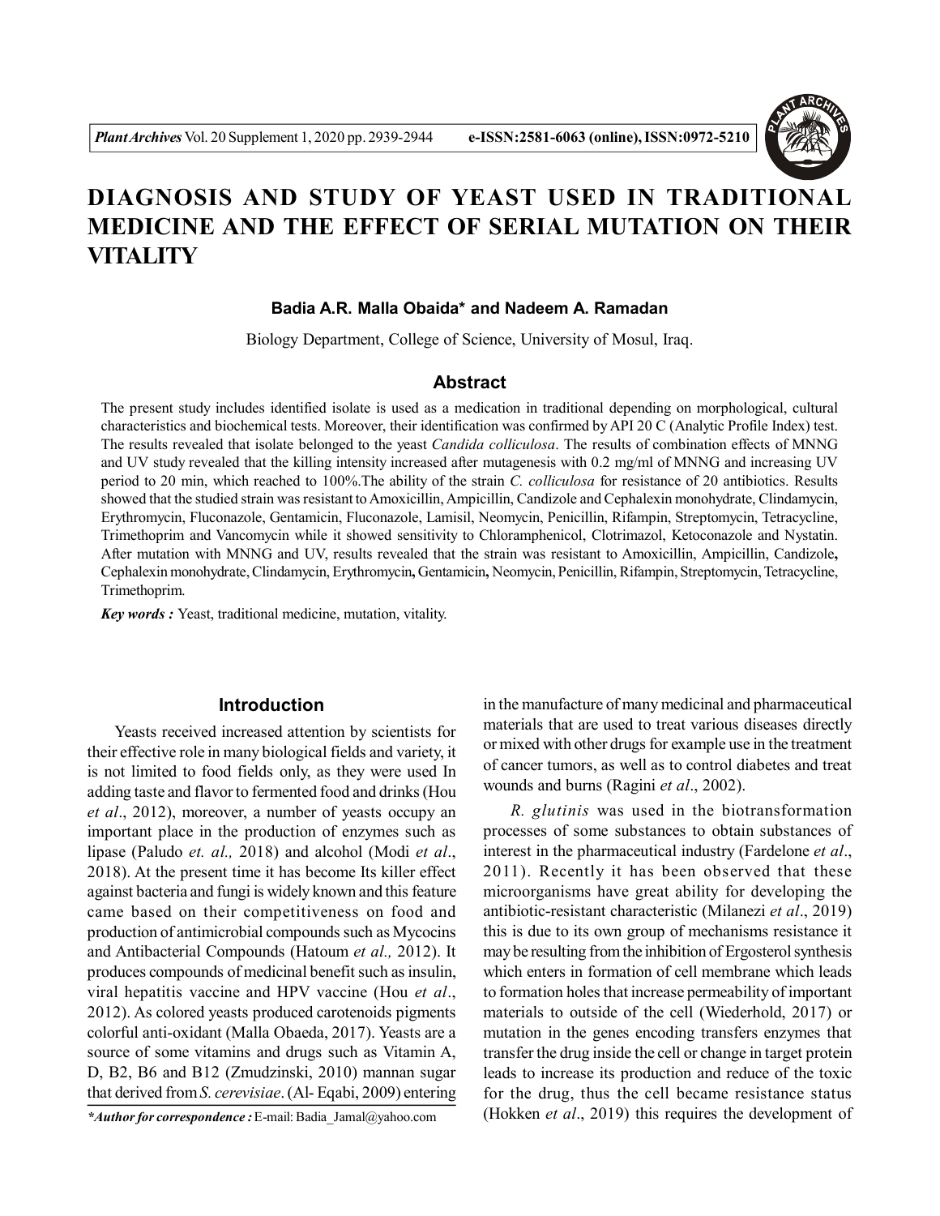# DIAGNOSIS AND STUDY OF YEAST USED IN TRADITIONAL MEDICINE AND THE EFFECT OF SERIAL MUTATION ON THEIR VITALITY

**Badia A.R. Malla Obaida\* and Nadeem A. Ramadan**

Biology Department, College of Science, University of Mosul, Iraq.

## Abstract

The present study includes identified isolate is used as a medication in traditional depending on morphological, cultural characteristics and biochemical tests. Moreover, their identification was confirmed by API 20 C (Analytic Profile Index) test. The results revealed that isolate belonged to the yeast *Candida colliculosa*. The results of combination effects of MNNG and UV study revealed that the killing intensity increased after mutagenesis with 0.2 mg/ml of MNNG and increasing UV period to 20 min, which reached to 100%.The ability of the strain *C. colliculosa* for resistance of 20 antibiotics. Results showed that the studied strain was resistant to Amoxicillin, Ampicillin, Candizole and Cephalexin monohydrate, Clindamycin, Erythromycin, Fluconazole, Gentamicin, Fluconazole, Lamisil, Neomycin, Penicillin, Rifampin, Streptomycin, Tetracycline, Trimethoprim and Vancomycin while it showed sensitivity to Chloramphenicol, Clotrimazol, Ketoconazole and Nystatin. After mutation with MNNG and UV, results revealed that the strain was resistant to Amoxicillin, Ampicillin, Candizole**,** Cephalexin monohydrate, Clindamycin, Erythromycin**,** Gentamicin**,** Neomycin, Penicillin, Rifampin, Streptomycin, Tetracycline, Trimethoprim.

***Key words :*** Yeast, traditional medicine, mutation, vitality.

## Introduction

Yeasts received increased attention by scientists for their effective role in many biological fields and variety, it is not limited to food fields only, as they were used In adding taste and flavor to fermented food and drinks (Hou *et al*., 2012), moreover, a number of yeasts occupy an important place in the production of enzymes such as lipase (Paludo *et. al.,* 2018) and alcohol (Modi *et al*., 2018). At the present time it has become Its killer effect against bacteria and fungi is widely known and this feature came based on their competitiveness on food and production of antimicrobial compounds such as Mycocins and Antibacterial Compounds (Hatoum *et al.,* 2012). It produces compounds of medicinal benefit such as insulin, viral hepatitis vaccine and HPV vaccine (Hou *et al*., 2012). As colored yeasts produced carotenoids pigments colorful anti-oxidant (Malla Obaeda, 2017). Yeasts are a source of some vitamins and drugs such as Vitamin A, D, B2, B6 and B12 (Zmudzinski, 2010) mannan sugar that derived from *S. cerevisiae*. (Al- Eqabi, 2009) entering in the manufacture of many medicinal and pharmaceutical materials that are used to treat various diseases directly or mixed with other drugs for example use in the treatment of cancer tumors, as well as to control diabetes and treat wounds and burns (Ragini *et al*., 2002).

*R. glutinis* was used in the biotransformation processes of some substances to obtain substances of interest in the pharmaceutical industry (Fardelone *et al*., 2011). Recently it has been observed that these microorganisms have great ability for developing the antibiotic-resistant characteristic (Milanezi *et al*., 2019) this is due to its own group of mechanisms resistance it may be resulting from the inhibition of Ergosterol synthesis which enters in formation of cell membrane which leads to formation holes that increase permeability of important materials to outside of the cell (Wiederhold, 2017) or mutation in the genes encoding transfers enzymes that transfer the drug inside the cell or change in target protein leads to increase its production and reduce of the toxic for the drug, thus the cell became resistance status (Hokken *et al*., 2019) this requires the development of

***\*Author for correspondence :*** E-mail: Badia_Jamal@yahoo.com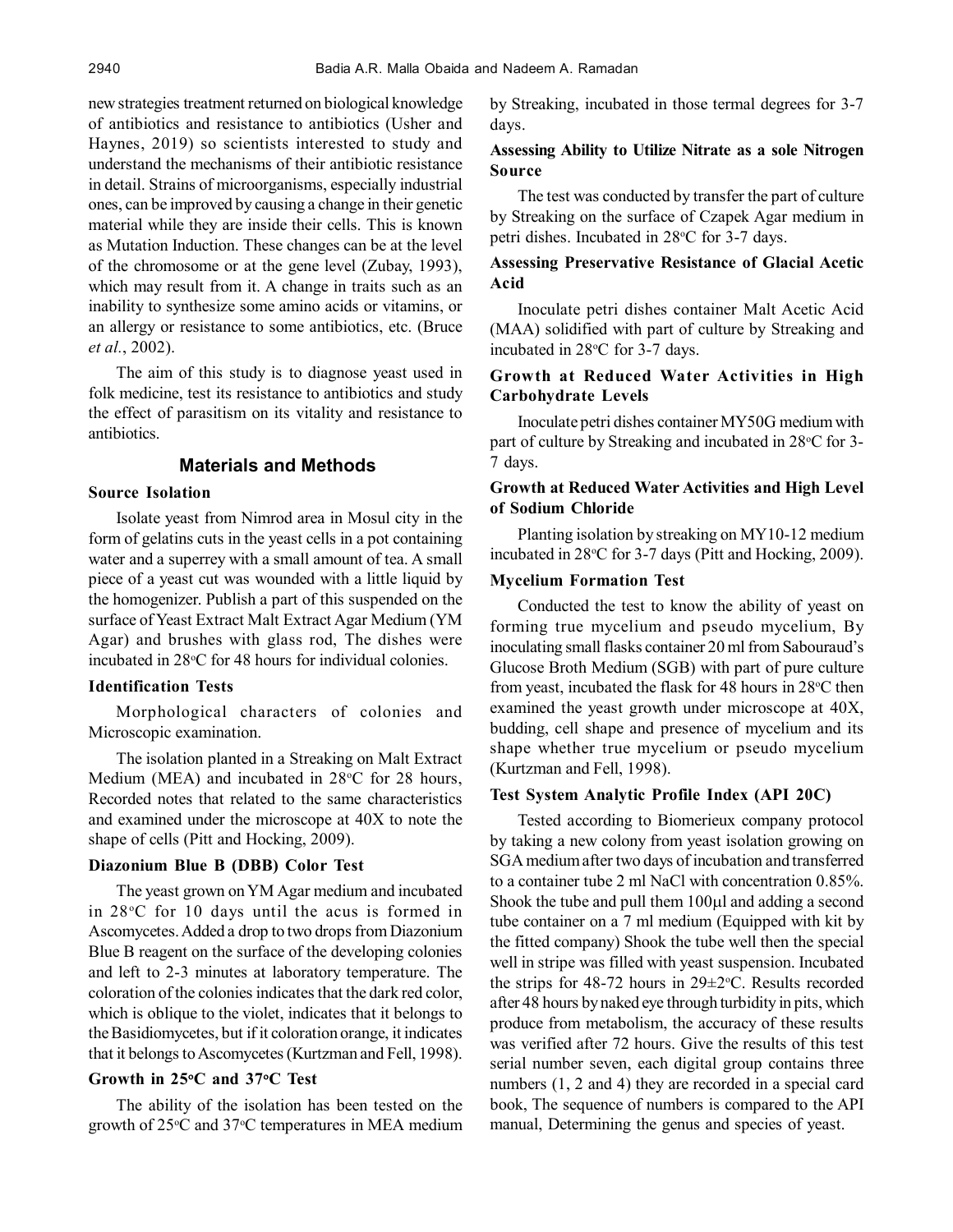new strategies treatment returned on biological knowledge of antibiotics and resistance to antibiotics (Usher and Haynes, 2019) so scientists interested to study and understand the mechanisms of their antibiotic resistance in detail. Strains of microorganisms, especially industrial ones, can be improved by causing a change in their genetic material while they are inside their cells. This is known as Mutation Induction. These changes can be at the level of the chromosome or at the gene level (Zubay, 1993), which may result from it. A change in traits such as an inability to synthesize some amino acids or vitamins, or an allergy or resistance to some antibiotics, etc. (Bruce *et al.*, 2002).

The aim of this study is to diagnose yeast used in folk medicine, test its resistance to antibiotics and study the effect of parasitism on its vitality and resistance to antibiotics.

## Materials and Methods

### Source Isolation

Isolate yeast from Nimrod area in Mosul city in the form of gelatins cuts in the yeast cells in a pot containing water and a superrey with a small amount of tea. A small piece of a yeast cut was wounded with a little liquid by the homogenizer. Publish a part of this suspended on the surface of Yeast Extract Malt Extract Agar Medium (YM Agar) and brushes with glass rod, The dishes were incubated in 28°C for 48 hours for individual colonies.

### Identification Tests

Morphological characters of colonies and Microscopic examination.

The isolation planted in a Streaking on Malt Extract Medium (MEA) and incubated in 28°C for 28 hours, Recorded notes that related to the same characteristics and examined under the microscope at 40X to note the shape of cells (Pitt and Hocking, 2009).

### Diazonium Blue B (DBB) Color Test

The yeast grown on YM Agar medium and incubated in 28°C for 10 days until the acus is formed in Ascomycetes. Added a drop to two drops from Diazonium Blue B reagent on the surface of the developing colonies and left to 2-3 minutes at laboratory temperature. The coloration of the colonies indicates that the dark red color, which is oblique to the violet, indicates that it belongs to the Basidiomycetes, but if it coloration orange, it indicates that it belongs to Ascomycetes (Kurtzman and Fell, 1998).

### Growth in 25°C and 37°C Test

The ability of the isolation has been tested on the growth of 25°C and 37°C temperatures in MEA medium by Streaking, incubated in those termal degrees for 3-7 days.

### Assessing Ability to Utilize Nitrate as a sole Nitrogen Source

The test was conducted by transfer the part of culture by Streaking on the surface of Czapek Agar medium in petri dishes. Incubated in 28°C for 3-7 days.

### Assessing Preservative Resistance of Glacial Acetic Acid

Inoculate petri dishes container Malt Acetic Acid (MAA) solidified with part of culture by Streaking and incubated in 28°C for 3-7 days.

### Growth at Reduced Water Activities in High Carbohydrate Levels

Inoculate petri dishes container MY50G medium with part of culture by Streaking and incubated in 28°C for 3-7 days.

### Growth at Reduced Water Activities and High Level of Sodium Chloride

Planting isolation by streaking on MY10-12 medium incubated in 28°C for 3-7 days (Pitt and Hocking, 2009).

### Mycelium Formation Test

Conducted the test to know the ability of yeast on forming true mycelium and pseudo mycelium, By inoculating small flasks container 20 ml from Sabouraud's Glucose Broth Medium (SGB) with part of pure culture from yeast, incubated the flask for 48 hours in 28°C then examined the yeast growth under microscope at 40X, budding, cell shape and presence of mycelium and its shape whether true mycelium or pseudo mycelium (Kurtzman and Fell, 1998).

### Test System Analytic Profile Index (API 20C)

Tested according to Biomerieux company protocol by taking a new colony from yeast isolation growing on SGA medium after two days of incubation and transferred to a container tube 2 ml NaCl with concentration 0.85%. Shook the tube and pull them 100µl and adding a second tube container on a 7 ml medium (Equipped with kit by the fitted company) Shook the tube well then the special well in stripe was filled with yeast suspension. Incubated the strips for 48-72 hours in 29±2°C. Results recorded after 48 hours by naked eye through turbidity in pits, which produce from metabolism, the accuracy of these results was verified after 72 hours. Give the results of this test serial number seven, each digital group contains three numbers (1, 2 and 4) they are recorded in a special card book, The sequence of numbers is compared to the API manual, Determining the genus and species of yeast.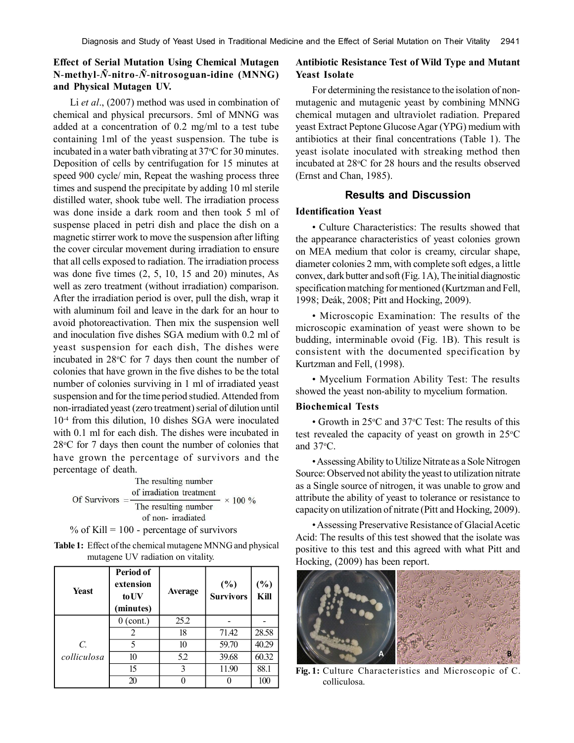### Effect of Serial Mutation Using Chemical Mutagen N-methyl-Ñ-nitro-Ñ-nitrosoguan-idine (MNNG) and Physical Mutagen UV.

Li *et al*., (2007) method was used in combination of chemical and physical precursors. 5ml of MNNG was added at a concentration of 0.2 mg/ml to a test tube containing 1ml of the yeast suspension. The tube is incubated in a water bath vibrating at 37°C for 30 minutes. Deposition of cells by centrifugation for 15 minutes at speed 900 cycle/ min, Repeat the washing process three times and suspend the precipitate by adding 10 ml sterile distilled water, shook tube well. The irradiation process was done inside a dark room and then took 5 ml of suspense placed in petri dish and place the dish on a magnetic stirrer work to move the suspension after lifting the cover circular movement during irradiation to ensure that all cells exposed to radiation. The irradiation process was done five times (2, 5, 10, 15 and 20) minutes, As well as zero treatment (without irradiation) comparison. After the irradiation period is over, pull the dish, wrap it with aluminum foil and leave in the dark for an hour to avoid photoreactivation. Then mix the suspension well and inoculation five dishes SGA medium with 0.2 ml of yeast suspension for each dish, The dishes were incubated in 28°C for 7 days then count the number of colonies that have grown in the five dishes to be the total number of colonies surviving in 1 ml of irradiated yeast suspension and for the time period studied. Attended from non-irradiated yeast (zero treatment) serial of dilution until $10^{-4}$ from this dilution, 10 dishes SGA were inoculated with 0.1 ml for each dish. The dishes were incubated in 28°C for 7 days then count the number of colonies that have grown the percentage of survivors and the percentage of death.

$$\text{Of Survivors} = \frac{\text{The resulting number of irradiation treatment}}{\text{The resulting number of non- irradiated}} \times 100\ \%$$

% of Kill = 100 - percentage of survivors

**Table 1:** Effect of the chemical mutagene MNNG and physical mutagene UV radiation on vitality.

| Yeast | Period of extension to UV (minutes) | Average | (%) Survivors | (%) Kill |
|---|---|---|---|---|
| *C. colliculosa* | 0 (cont.) | 25.2 | - | - |
| | 2 | 18 | 71.42 | 28.58 |
| | 5 | 10 | 59.70 | 40.29 |
| | 10 | 5.2 | 39.68 | 60.32 |
| | 15 | 3 | 11.90 | 88.1 |
| | 20 | 0 | 0 | 100 |

### Antibiotic Resistance Test of Wild Type and Mutant Yeast Isolate

For determining the resistance to the isolation of non-mutagenic and mutagenic yeast by combining MNNG chemical mutagen and ultraviolet radiation. Prepared yeast Extract Peptone Glucose Agar (YPG) medium with antibiotics at their final concentrations (Table 1). The yeast isolate inoculated with streaking method then incubated at 28°C for 28 hours and the results observed (Ernst and Chan, 1985).

## Results and Discussion

### Identification Yeast

• Culture Characteristics: The results showed that the appearance characteristics of yeast colonies grown on MEA medium that color is creamy, circular shape, diameter colonies 2 mm, with complete soft edges, a little convex, dark butter and soft (Fig. 1A), The initial diagnostic specification matching for mentioned (Kurtzman and Fell, 1998; Deák, 2008; Pitt and Hocking, 2009).

• Microscopic Examination: The results of the microscopic examination of yeast were shown to be budding, interminable ovoid (Fig. 1B). This result is consistent with the documented specification by Kurtzman and Fell, (1998).

• Mycelium Formation Ability Test: The results showed the yeast non-ability to mycelium formation.

### Biochemical Tests

• Growth in 25°C and 37°C Test: The results of this test revealed the capacity of yeast on growth in 25°C and 37°C.

• Assessing Ability to Utilize Nitrate as a Sole Nitrogen Source: Observed not ability the yeast to utilization nitrate as a Single source of nitrogen, it was unable to grow and attribute the ability of yeast to tolerance or resistance to capacity on utilization of nitrate (Pitt and Hocking, 2009).

• Assessing Preservative Resistance of Glacial Acetic Acid: The results of this test showed that the isolate was positive to this test and this agreed with what Pitt and Hocking, (2009) has been report.

A

B

**Fig. 1:** Culture Characteristics and Microscopic of C. colliculosa.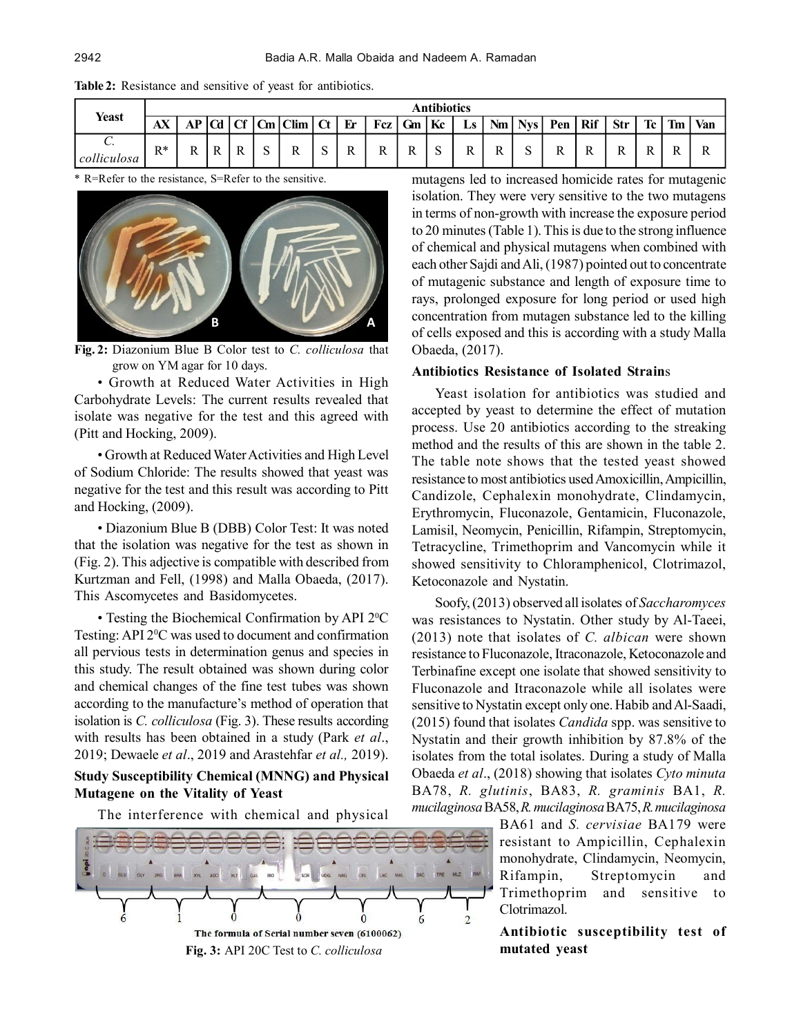**Table 2:** Resistance and sensitive of yeast for antibiotics.

| Yeast | Antibiotics | | | | | | | | | | | | | | | | | | | |
|---|---|---|---|---|---|---|---|---|---|---|---|---|---|---|---|---|---|---|---|---|
| | AX | AP | Cd | Cf | Cm | Clim | Ct | Er | Fcz | Gm | Kc | Ls | Nm | Nys | Pen | Rif | Str | Tc | Tm | Van |
| *C. colliculosa* | R* | R | R | R | S | R | S | R | R | R | S | R | R | S | R | R | R | R | R | R |

\* R=Refer to the resistance, S=Refer to the sensitive.

**Fig. 2:** Diazonium Blue B Color test to *C. colliculosa* that grow on YM agar for 10 days.

• Growth at Reduced Water Activities in High Carbohydrate Levels: The current results revealed that isolate was negative for the test and this agreed with (Pitt and Hocking, 2009).

• Growth at Reduced Water Activities and High Level of Sodium Chloride: The results showed that yeast was negative for the test and this result was according to Pitt and Hocking, (2009).

• Diazonium Blue B (DBB) Color Test: It was noted that the isolation was negative for the test as shown in (Fig. 2). This adjective is compatible with described from Kurtzman and Fell, (1998) and Malla Obaeda, (2017). This Ascomycetes and Basidomycetes.

• Testing the Biochemical Confirmation by API $2^0$C Testing: API $2^0$C was used to document and confirmation all pervious tests in determination genus and species in this study. The result obtained was shown during color and chemical changes of the fine test tubes was shown according to the manufacture's method of operation that isolation is *C. colliculosa* (Fig. 3). These results according with results has been obtained in a study (Park *et al*., 2019; Dewaele *et al*., 2019 and Arastehfar *et al.,* 2019).

### Study Susceptibility Chemical (MNNG) and Physical Mutagene on the Vitality of Yeast

The interference with chemical and physical mutagens led to increased homicide rates for mutagenic isolation. They were very sensitive to the two mutagens in terms of non-growth with increase the exposure period to 20 minutes (Table 1). This is due to the strong influence of chemical and physical mutagens when combined with each other Sajdi and Ali, (1987) pointed out to concentrate of mutagenic substance and length of exposure time to rays, prolonged exposure for long period or used high concentration from mutagen substance led to the killing of cells exposed and this is according with a study Malla Obaeda, (2017).

6 1 0 0 0 6 2

The formula of Serial number seven (6100062)

**Fig. 3:** API 20C Test to *C. colliculosa*

### Antibiotics Resistance of Isolated Strains

Yeast isolation for antibiotics was studied and accepted by yeast to determine the effect of mutation process. Use 20 antibiotics according to the streaking method and the results of this are shown in the table 2. The table note shows that the tested yeast showed resistance to most antibiotics used Amoxicillin, Ampicillin, Candizole, Cephalexin monohydrate, Clindamycin, Erythromycin, Fluconazole, Gentamicin, Fluconazole, Lamisil, Neomycin, Penicillin, Rifampin, Streptomycin, Tetracycline, Trimethoprim and Vancomycin while it showed sensitivity to Chloramphenicol, Clotrimazol, Ketoconazole and Nystatin.

Soofy, (2013) observed all isolates of *Saccharomyces* was resistances to Nystatin. Other study by Al-Taeei, (2013) note that isolates of *C. albican* were shown resistance to Fluconazole, Itraconazole, Ketoconazole and Terbinafine except one isolate that showed sensitivity to Fluconazole and Itraconazole while all isolates were sensitive to Nystatin except only one. Habib and Al-Saadi, (2015) found that isolates *Candida* spp. was sensitive to Nystatin and their growth inhibition by 87.8% of the isolates from the total isolates. During a study of Malla Obaeda *et al*., (2018) showing that isolates *Cyto minuta* BA78, *R. glutinis*, BA83, *R. graminis* BA1, *R. mucilaginosa* BA58, *R. mucilaginosa* BA75, *R. mucilaginosa* BA61 and *S. cervisiae* BA179 were resistant to Ampicillin, Cephalexin monohydrate, Clindamycin, Neomycin, Rifampin, Streptomycin and Trimethoprim and sensitive to Clotrimazol.

### Antibiotic susceptibility test of mutated yeast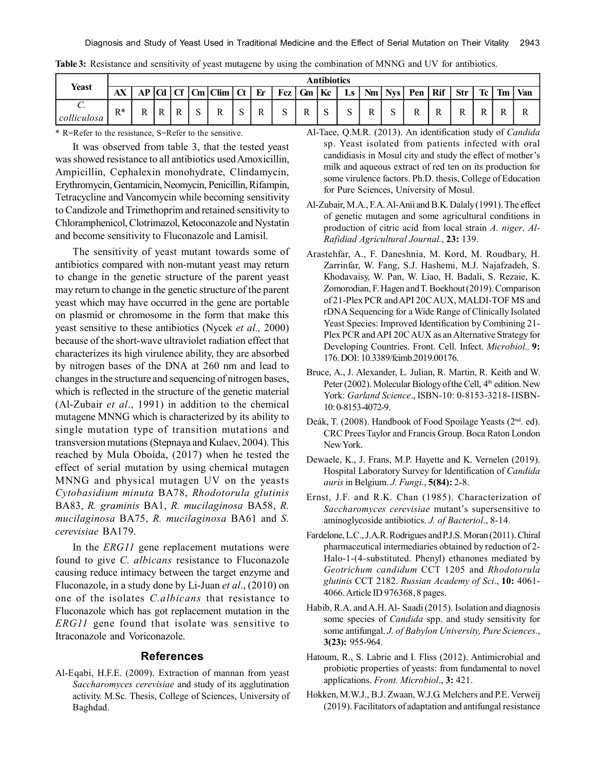**Table 3:** Resistance and sensitivity of yeast mutagene by using the combination of MNNG and UV for antibiotics.

| Yeast | Antibiotics | | | | | | | | | | | | | | | | | | | |
|---|---|---|---|---|---|---|---|---|---|---|---|---|---|---|---|---|---|---|---|---|
| | AX | AP | Cd | Cf | Cm | Clim | Ct | Er | Fcz | Gm | Kc | Ls | Nm | Nys | Pen | Rif | Str | Tc | Tm | Van |
| *C. colliculosa* | R* | R | R | R | S | R | S | R | S | R | S | S | R | S | R | R | R | R | R | R |

\* R=Refer to the resistance, S=Refer to the sensitive.

It was observed from table 3, that the tested yeast was showed resistance to all antibiotics used Amoxicillin, Ampicillin, Cephalexin monohydrate, Clindamycin, Erythromycin, Gentamicin, Neomycin, Penicillin, Rifampin, Tetracycline and Vancomycin while becoming sensitivity to Candizole and Trimethoprim and retained sensitivity to Chloramphenicol, Clotrimazol, Ketoconazole and Nystatin and become sensitivity to Fluconazole and Lamisil.

The sensitivity of yeast mutant towards some of antibiotics compared with non-mutant yeast may return to change in the genetic structure of the parent yeast may return to change in the genetic structure of the parent yeast which may have occurred in the gene are portable on plasmid or chromosome in the form that make this yeast sensitive to these antibiotics (Nycek *et al.,* 2000) because of the short-wave ultraviolet radiation effect that characterizes its high virulence ability, they are absorbed by nitrogen bases of the DNA at 260 nm and lead to changes in the structure and sequencing of nitrogen bases, which is reflected in the structure of the genetic material (Al-Zubair *et al*., 1991) in addition to the chemical mutagene MNNG which is characterized by its ability to single mutation type of transition mutations and transversion mutations (Stepnaya and Kulaev, 2004). This reached by Mula Oboida, (2017) when he tested the effect of serial mutation by using chemical mutagen MNNG and physical mutagen UV on the yeasts *Cytobasidium minuta* BA78, *Rhodotorula glutinis* BA83, *R. graminis* BA1, *R. mucilaginosa* BA58, *R. mucilaginosa* BA75, *R. mucilaginosa* BA61 and *S. cerevisiae* BA179.

In the *ERG11* gene replacement mutations were found to give *C. albicans* resistance to Fluconazole causing reduce intimacy between the target enzyme and Fluconazole, in a study done by Li-Juan *et al*., (2010) on one of the isolates *C.albicans* that resistance to Fluconazole which has got replacement mutation in the *ERG11* gene found that isolate was sensitive to Itraconazole and Voriconazole.

## References

Al-Eqabi, H.F.E. (2009). Extraction of mannan from yeast *Saccharomyces cerevisiae* and study of its agglutination activity. M.Sc. Thesis, College of Sciences, University of Baghdad.

Al-Taee, Q.M.R. (2013). An identification study of *Candida* sp. Yeast isolated from patients infected with oral candidiasis in Mosul city and study the effect of mother's milk and aqueous extract of red ten on its production for some virulence factors. Ph.D. thesis, College of Education for Pure Sciences, University of Mosul.

Al-Zubair, M.A., F.A. Al-Anii and B.K. Dalaly (1991). The effect of genetic mutagen and some agricultural conditions in production of citric acid from local strain *A. niger*. *Al-Rafidiad Agricultural Journal.*, **23:** 139.

Arastehfar, A., F. Daneshnia, M. Kord, M. Roudbary, H. Zarrinfar, W. Fang, S.J. Hashemi, M.J. Najafzadeh, S. Khodavaisy, W. Pan, W. Liao, H. Badali, S. Rezaie, K. Zomorodian, F. Hagen and T. Boekhout (2019). Comparison of 21-Plex PCR and API 20C AUX, MALDI-TOF MS and rDNA Sequencing for a Wide Range of Clinically Isolated Yeast Species: Improved Identification by Combining 21-Plex PCR and API 20C AUX as an Alternative Strategy for Developing Countries. Front. Cell. Infect. *Microbiol.,* **9:** 176. DOI: 10.3389/fcimb.2019.00176.

Bruce, A., J. Alexander, L. Julian, R. Martin, R. Keith and W. Peter (2002). Molecular Biology of the Cell, 4th edition. New York: *Garland Science*., ISBN-10: 0-8153-3218-1ISBN-10: 0-8153-4072-9.

Deák, T. (2008). Handbook of Food Spoilage Yeasts (2nd. ed). CRC Prees Taylor and Francis Group. Boca Raton London New York.

Dewaele, K., J. Frans, M.P. Hayette and K. Vernelen (2019). Hospital Laboratory Survey for Identification of *Candida auris* in Belgium. *J. Fungi.*, **5(84):** 2-8.

Ernst, J.F. and R.K. Chan (1985). Characterization of *Saccharomyces cerevisiae* mutant's supersensitive to aminoglycoside antibiotics. *J. of Bacteriol*., 8-14.

Fardelone, L.C., J.A.R. Rodrigues and P.J.S. Moran (2011). Chiral pharmaceutical intermediaries obtained by reduction of 2-Halo-1-(4-substituted. Phenyl) ethanones mediated by *Geotrichum candidum* CCT 1205 and *Rhodotorula glutinis* CCT 2182. *Russian Academy of Sci*., **10:** 4061-4066. Article ID 976368, 8 pages.

Habib, R.A. and A.H. Al- Saadi (2015). Isolation and diagnosis some species of *Candida* spp. and study sensitivity for some antifungal. *J. of Babylon University, Pure Sciences.*, **3(23):** 955-964.

Hatoum, R., S. Labrie and I. Fliss (2012). Antimicrobial and probiotic properties of yeasts: from fundamental to novel applications. *Front. Microbiol*., **3:** 421.

Hokken, M.W.J., B.J. Zwaan, W.J.G. Melchers and P.E. Verweij (2019). Facilitators of adaptation and antifungal resistance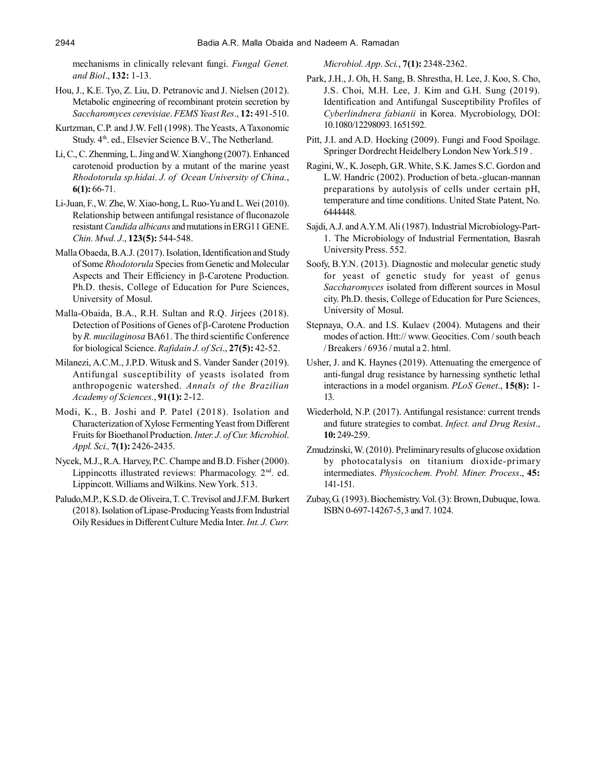mechanisms in clinically relevant fungi. *Fungal Genet. and Biol*., **132:** 1-13.

Hou, J., K.E. Tyo, Z. Liu, D. Petranovic and J. Nielsen (2012). Metabolic engineering of recombinant protein secretion by *Saccharomyces cerevisiae*. *FEMS Yeast Res*., **12:** 491-510.

Kurtzman, C.P. and J.W. Fell (1998). The Yeasts, A Taxonomic Study. 4th. ed., Elsevier Science B.V., The Netherland.

Li, C., C. Zhenming, L. Jing and W. Xianghong (2007). Enhanced carotenoid production by a mutant of the marine yeast *Rhodotorula sp.hidai*. *J. of Ocean University of China.*, **6(1):** 66-71.

Li-Juan, F., W. Zhe, W. Xiao-hong, L. Ruo-Yu and L. Wei (2010). Relationship between antifungal resistance of fluconazole resistant *Candida albicans* and mutations in ERG11 GENE. *Chin. Mwd. J*., **123(5):** 544-548.

Malla Obaeda, B.A.J. (2017). Isolation, Identification and Study of Some *Rhodotorula* Species from Genetic and Molecular Aspects and Their Efficiency in β-Carotene Production. Ph.D. thesis, College of Education for Pure Sciences, University of Mosul.

Malla-Obaida, B.A., R.H. Sultan and R.Q. Jirjees (2018). Detection of Positions of Genes of β-Carotene Production by *R. mucilaginosa* BA61. The third scientific Conference for biological Science. *Rafidain J. of Sci*., **27(5):** 42-52.

Milanezi, A.C.M., J.P.D. Witusk and S. Vander Sander (2019). Antifungal susceptibility of yeasts isolated from anthropogenic watershed. *Annals of the Brazilian Academy of Sciences.*, **91(1):** 2-12.

Modi, K., B. Joshi and P. Patel (2018). Isolation and Characterization of Xylose Fermenting Yeast from Different Fruits for Bioethanol Production. *Inter. J. of Cur. Microbiol. Appl. Sci.,* **7(1):** 2426-2435.

Nycek, M.J., R.A. Harvey, P.C. Champe and B.D. Fisher (2000). Lippincotts illustrated reviews: Pharmacology. 2nd. ed. Lippincott. Williams and Wilkins. New York. 513.

Paludo,M.P., K.S.D. de Oliveira, T. C. Trevisol and J.F.M. Burkert (2018). Isolation of Lipase-Producing Yeasts from Industrial Oily Residues in Different Culture Media Inter. *Int. J. Curr. Microbiol. App. Sci.*, **7(1):** 2348-2362.

Park, J.H., J. Oh, H. Sang, B. Shrestha, H. Lee, J. Koo, S. Cho, J.S. Choi, M.H. Lee, J. Kim and G.H. Sung (2019). Identification and Antifungal Susceptibility Profiles of *Cyberlindnera fabianii* in Korea. Mycrobiology, DOI: 10.1080/12298093.1651592.

Pitt, J.I. and A.D. Hocking (2009). Fungi and Food Spoilage. Springer Dordrecht Heidelbery London New York.519 .

Ragini, W., K. Joseph, G.R. White, S.K. James S.C. Gordon and L.W. Handric (2002). Production of beta.-glucan-mannan preparations by autolysis of cells under certain pH, temperature and time conditions. United State Patent, No. 6444448.

Sajdi, A.J. and A.Y.M. Ali (1987). Industrial Microbiology-Part-1. The Microbiology of Industrial Fermentation, Basrah University Press. 552.

Soofy, B.Y.N. (2013). Diagnostic and molecular genetic study for yeast of genetic study for yeast of genus *Saccharomyces* isolated from different sources in Mosul city. Ph.D. thesis, College of Education for Pure Sciences, University of Mosul.

Stepnaya, O.A. and I.S. Kulaev (2004). Mutagens and their modes of action. Htt:// www. Geocities. Com / south beach / Breakers / 6936 / mutal a 2. html.

Usher, J. and K. Haynes (2019). Attenuating the emergence of anti-fungal drug resistance by harnessing synthetic lethal interactions in a model organism. *PLoS Genet*., **15(8):** 1-13.

Wiederhold, N.P. (2017). Antifungal resistance: current trends and future strategies to combat. *Infect. and Drug Resist*., **10:** 249-259.

Zmudzinski, W. (2010). Preliminary results of glucose oxidation by photocatalysis on titanium dioxide-primary intermediates. *Physicochem. Probl. Miner. Process*., **45:** 141-151.

Zubay, G. (1993). Biochemistry. Vol. (3): Brown, Dubuque, Iowa. ISBN 0-697-14267-5, 3 and 7. 1024.